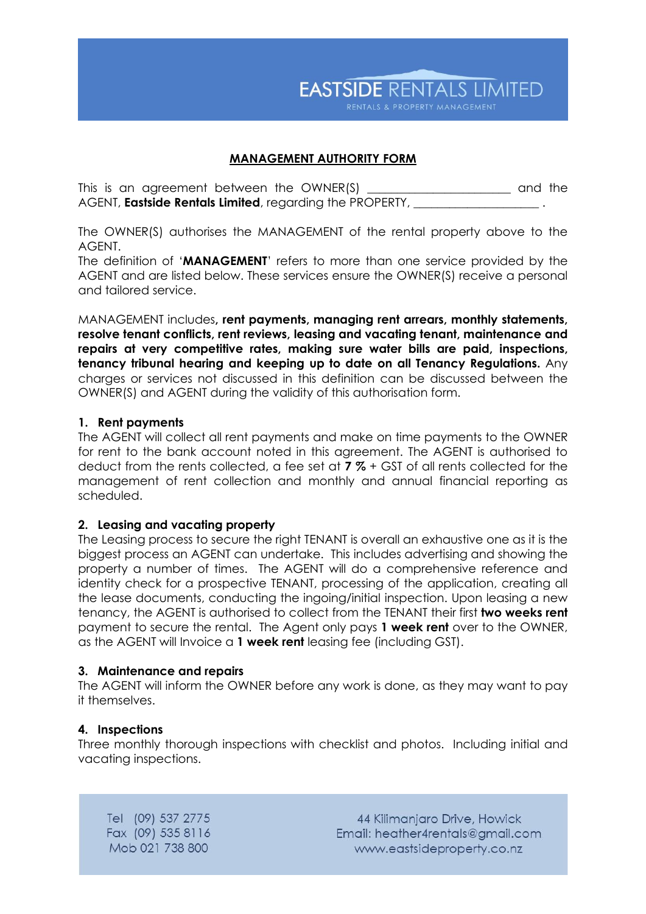EASTSIDE RENTALS LIMITED

RENTALS & PROPERTY MANAGEMENT

# MANAGEMENT AUTHORITY FORM

This is an agreement between the OWNER(S) ________________________ and the AGENT, **Eastside Rentals Limited**, regarding the PROPERTY, _____________________ .

The OWNER(S) authorises the MANAGEMENT of the rental property above to the AGENT.
The definition of '**MANAGEMENT**' refers to more than one service provided by the AGENT and are listed below. These services ensure the OWNER(S) receive a personal and tailored service.

MANAGEMENT includes**, rent payments, managing rent arrears, monthly statements, resolve tenant conflicts, rent reviews, leasing and vacating tenant, maintenance and repairs at very competitive rates, making sure water bills are paid, inspections, tenancy tribunal hearing and keeping up to date on all Tenancy Regulations.** Any charges or services not discussed in this definition can be discussed between the OWNER(S) and AGENT during the validity of this authorisation form.

### 1. Rent payments

The AGENT will collect all rent payments and make on time payments to the OWNER for rent to the bank account noted in this agreement. The AGENT is authorised to deduct from the rents collected, a fee set at **7 %** + GST of all rents collected for the management of rent collection and monthly and annual financial reporting as scheduled.

### 2. Leasing and vacating property

The Leasing process to secure the right TENANT is overall an exhaustive one as it is the biggest process an AGENT can undertake. This includes advertising and showing the property a number of times. The AGENT will do a comprehensive reference and identity check for a prospective TENANT, processing of the application, creating all the lease documents, conducting the ingoing/initial inspection. Upon leasing a new tenancy, the AGENT is authorised to collect from the TENANT their first **two weeks rent** payment to secure the rental. The Agent only pays **1 week rent** over to the OWNER, as the AGENT will Invoice a **1 week rent** leasing fee (including GST).

### 3. Maintenance and repairs

The AGENT will inform the OWNER before any work is done, as they may want to pay it themselves.

### 4. Inspections

Three monthly thorough inspections with checklist and photos. Including initial and vacating inspections.

Tel (09) 537 2775
Fax (09) 535 8116
Mob 021 738 800

44 Kilimanjaro Drive, Howick
Email: heather4rentals@gmail.com
www.eastsideproperty.co.nz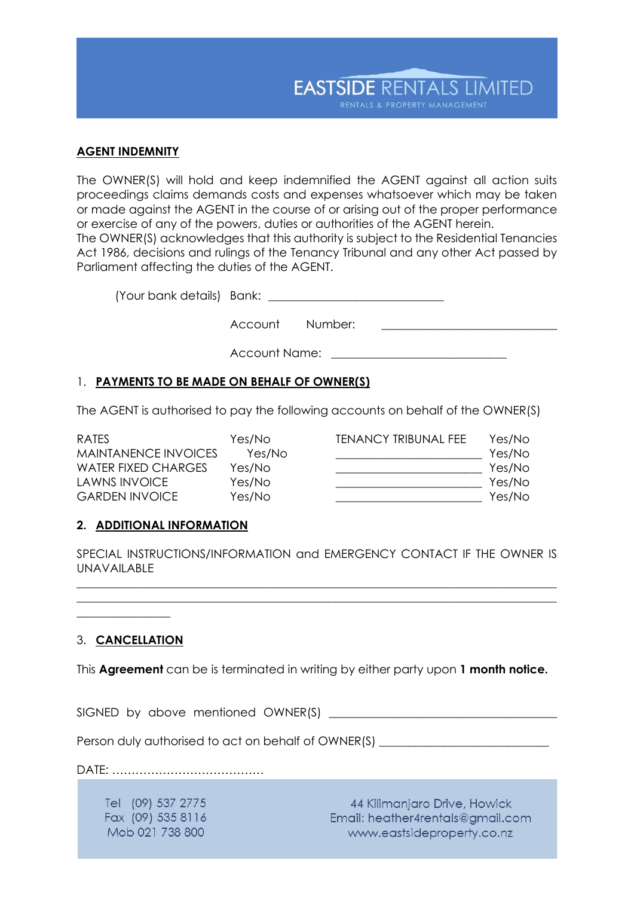EASTSIDE RENTALS LIMITED
RENTALS & PROPERTY MANAGEMENT

## AGENT INDEMNITY

The OWNER(S) will hold and keep indemnified the AGENT against all action suits proceedings claims demands costs and expenses whatsoever which may be taken or made against the AGENT in the course of or arising out of the proper performance or exercise of any of the powers, duties or authorities of the AGENT herein.
The OWNER(S) acknowledges that this authority is subject to the Residential Tenancies Act 1986, decisions and rulings of the Tenancy Tribunal and any other Act passed by Parliament affecting the duties of the AGENT.

(Your bank details) Bank: ______________________________

Account Number: ______________________________

Account Name: ______________________________

## 1. PAYMENTS TO BE MADE ON BEHALF OF OWNER(S)

The AGENT is authorised to pay the following accounts on behalf of the OWNER(S)

| | | | |
|---|---|---|---|
| RATES | Yes/No | TENANCY TRIBUNAL FEE | Yes/No |
| MAINTANENCE INVOICES | Yes/No | ________________________ | Yes/No |
| WATER FIXED CHARGES | Yes/No | ________________________ | Yes/No |
| LAWNS INVOICE | Yes/No | ________________________ | Yes/No |
| GARDEN INVOICE | Yes/No | ________________________ | Yes/No |

## 2. ADDITIONAL INFORMATION

SPECIAL INSTRUCTIONS/INFORMATION and EMERGENCY CONTACT IF THE OWNER IS UNAVAILABLE

________________________________________________________________________________
________________________________________________________________________________
________________

## 3. CANCELLATION

This **Agreement** can be is terminated in writing by either party upon **1 month notice.**

SIGNED by above mentioned OWNER(S) ______________________________________

Person duly authorised to act on behalf of OWNER(S) ____________________________

DATE: ……………………………………

Tel (09) 537 2775
Fax (09) 535 8116
Mob 021 738 800

44 Kilimanjaro Drive, Howick
Email: heather4rentals@gmail.com
www.eastsideproperty.co.nz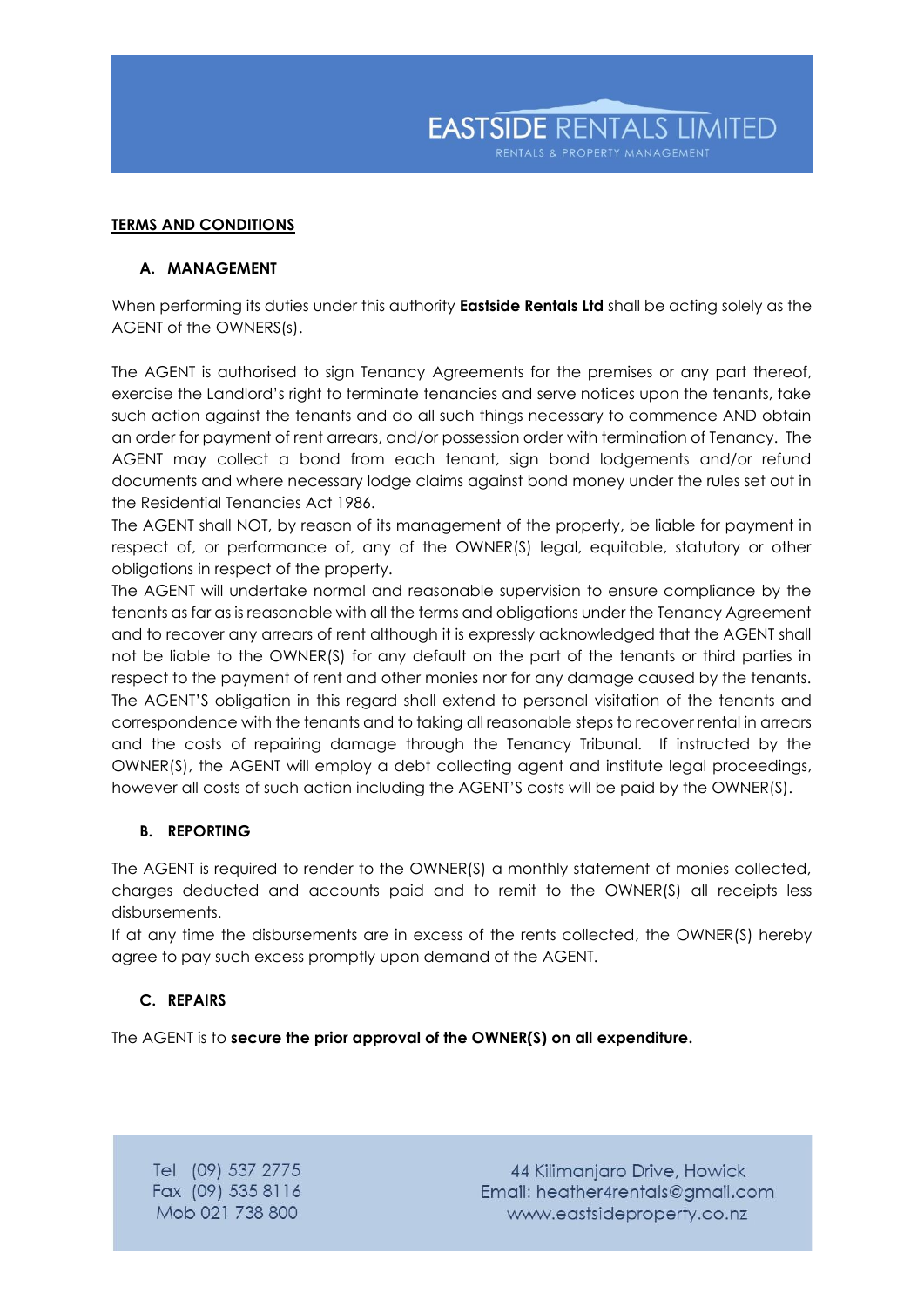**TERMS AND CONDITIONS**

## A. MANAGEMENT

When performing its duties under this authority **Eastside Rentals Ltd** shall be acting solely as the AGENT of the OWNERS(s).

The AGENT is authorised to sign Tenancy Agreements for the premises or any part thereof, exercise the Landlord's right to terminate tenancies and serve notices upon the tenants, take such action against the tenants and do all such things necessary to commence AND obtain an order for payment of rent arrears, and/or possession order with termination of Tenancy. The AGENT may collect a bond from each tenant, sign bond lodgements and/or refund documents and where necessary lodge claims against bond money under the rules set out in the Residential Tenancies Act 1986.

The AGENT shall NOT, by reason of its management of the property, be liable for payment in respect of, or performance of, any of the OWNER(S) legal, equitable, statutory or other obligations in respect of the property.

The AGENT will undertake normal and reasonable supervision to ensure compliance by the tenants as far as is reasonable with all the terms and obligations under the Tenancy Agreement and to recover any arrears of rent although it is expressly acknowledged that the AGENT shall not be liable to the OWNER(S) for any default on the part of the tenants or third parties in respect to the payment of rent and other monies nor for any damage caused by the tenants. The AGENT'S obligation in this regard shall extend to personal visitation of the tenants and correspondence with the tenants and to taking all reasonable steps to recover rental in arrears and the costs of repairing damage through the Tenancy Tribunal. If instructed by the OWNER(S), the AGENT will employ a debt collecting agent and institute legal proceedings, however all costs of such action including the AGENT'S costs will be paid by the OWNER(S).

## B. REPORTING

The AGENT is required to render to the OWNER(S) a monthly statement of monies collected, charges deducted and accounts paid and to remit to the OWNER(S) all receipts less disbursements.

If at any time the disbursements are in excess of the rents collected, the OWNER(S) hereby agree to pay such excess promptly upon demand of the AGENT.

## C. REPAIRS

The AGENT is to **secure the prior approval of the OWNER(S) on all expenditure.**